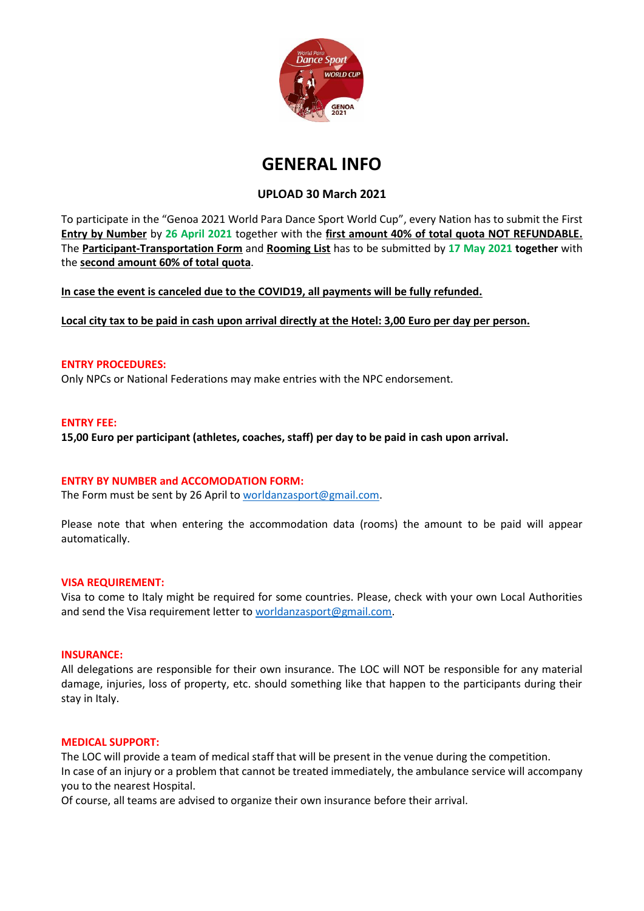# GENERAL INFO

**UPLOAD 30 March 2021**

To participate in the "Genoa 2021 World Para Dance Sport World Cup", every Nation has to submit the First **Entry by Number** by **26 April 2021** together with the **first amount 40% of total quota NOT REFUNDABLE.** The **Participant-Transportation Form** and **Rooming List** has to be submitted by **17 May 2021 together** with the **second amount 60% of total quota**.

**In case the event is canceled due to the COVID19, all payments will be fully refunded.**

**Local city tax to be paid in cash upon arrival directly at the Hotel: 3,00 Euro per day per person.**

**ENTRY PROCEDURES:**

Only NPCs or National Federations may make entries with the NPC endorsement.

**ENTRY FEE:**

**15,00 Euro per participant (athletes, coaches, staff) per day to be paid in cash upon arrival.**

**ENTRY BY NUMBER and ACCOMODATION FORM:**

The Form must be sent by 26 April to worldanzasport@gmail.com.

Please note that when entering the accommodation data (rooms) the amount to be paid will appear automatically.

**VISA REQUIREMENT:**

Visa to come to Italy might be required for some countries. Please, check with your own Local Authorities and send the Visa requirement letter to worldanzasport@gmail.com.

**INSURANCE:**

All delegations are responsible for their own insurance. The LOC will NOT be responsible for any material damage, injuries, loss of property, etc. should something like that happen to the participants during their stay in Italy.

**MEDICAL SUPPORT:**

The LOC will provide a team of medical staff that will be present in the venue during the competition.
In case of an injury or a problem that cannot be treated immediately, the ambulance service will accompany you to the nearest Hospital.
Of course, all teams are advised to organize their own insurance before their arrival.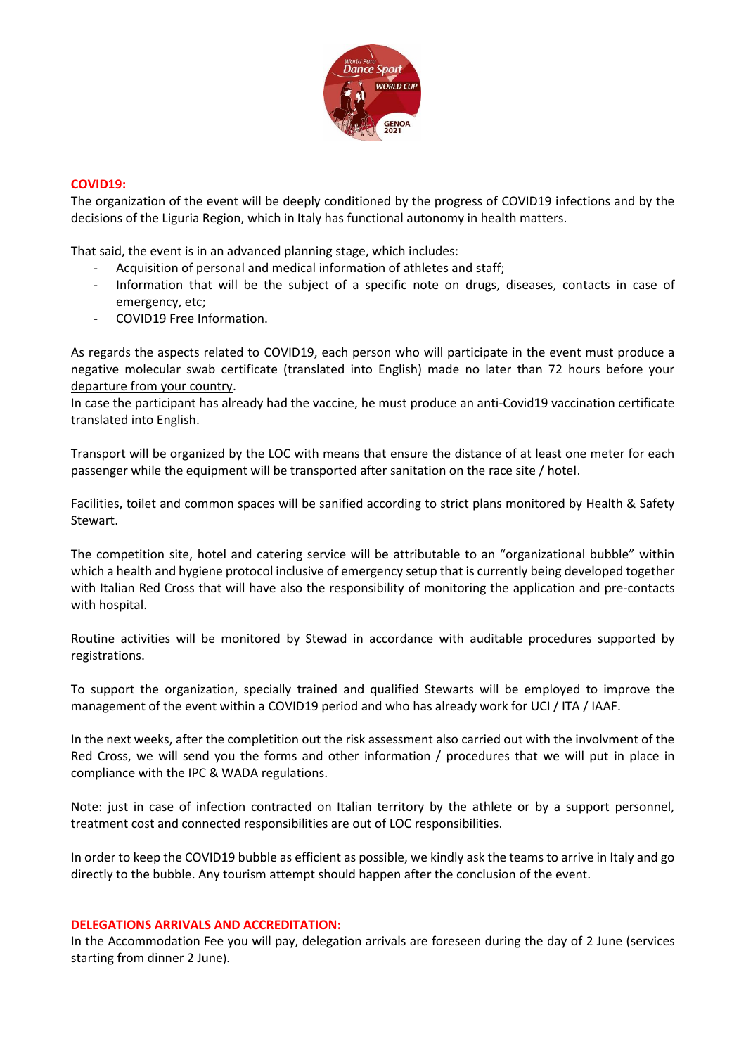## COVID19:

The organization of the event will be deeply conditioned by the progress of COVID19 infections and by the decisions of the Liguria Region, which in Italy has functional autonomy in health matters.

That said, the event is in an advanced planning stage, which includes:

- Acquisition of personal and medical information of athletes and staff;
- Information that will be the subject of a specific note on drugs, diseases, contacts in case of emergency, etc;
- COVID19 Free Information.

As regards the aspects related to COVID19, each person who will participate in the event must produce a negative molecular swab certificate (translated into English) made no later than 72 hours before your departure from your country.

In case the participant has already had the vaccine, he must produce an anti-Covid19 vaccination certificate translated into English.

Transport will be organized by the LOC with means that ensure the distance of at least one meter for each passenger while the equipment will be transported after sanitation on the race site / hotel.

Facilities, toilet and common spaces will be sanified according to strict plans monitored by Health & Safety Stewart.

The competition site, hotel and catering service will be attributable to an "organizational bubble" within which a health and hygiene protocol inclusive of emergency setup that is currently being developed together with Italian Red Cross that will have also the responsibility of monitoring the application and pre-contacts with hospital.

Routine activities will be monitored by Stewad in accordance with auditable procedures supported by registrations.

To support the organization, specially trained and qualified Stewarts will be employed to improve the management of the event within a COVID19 period and who has already work for UCI / ITA / IAAF.

In the next weeks, after the completition out the risk assessment also carried out with the involvment of the Red Cross, we will send you the forms and other information / procedures that we will put in place in compliance with the IPC & WADA regulations.

Note: just in case of infection contracted on Italian territory by the athlete or by a support personnel, treatment cost and connected responsibilities are out of LOC responsibilities.

In order to keep the COVID19 bubble as efficient as possible, we kindly ask the teams to arrive in Italy and go directly to the bubble. Any tourism attempt should happen after the conclusion of the event.

## DELEGATIONS ARRIVALS AND ACCREDITATION:

In the Accommodation Fee you will pay, delegation arrivals are foreseen during the day of 2 June (services starting from dinner 2 June).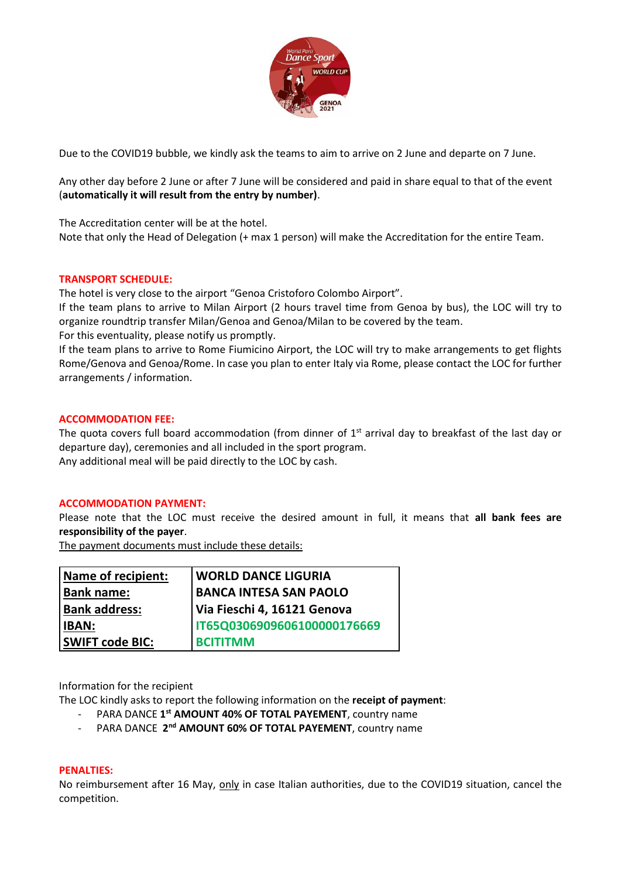Due to the COVID19 bubble, we kindly ask the teams to aim to arrive on 2 June and departe on 7 June.

Any other day before 2 June or after 7 June will be considered and paid in share equal to that of the event (**automatically it will result from the entry by number)**.

The Accreditation center will be at the hotel.
Note that only the Head of Delegation (+ max 1 person) will make the Accreditation for the entire Team.

**TRANSPORT SCHEDULE:**

The hotel is very close to the airport "Genoa Cristoforo Colombo Airport".
If the team plans to arrive to Milan Airport (2 hours travel time from Genoa by bus), the LOC will try to organize roundtrip transfer Milan/Genoa and Genoa/Milan to be covered by the team.
For this eventuality, please notify us promptly.
If the team plans to arrive to Rome Fiumicino Airport, the LOC will try to make arrangements to get flights Rome/Genova and Genoa/Rome. In case you plan to enter Italy via Rome, please contact the LOC for further arrangements / information.

**ACCOMMODATION FEE:**

The quota covers full board accommodation (from dinner of 1st arrival day to breakfast of the last day or departure day), ceremonies and all included in the sport program.
Any additional meal will be paid directly to the LOC by cash.

**ACCOMMODATION PAYMENT:**

Please note that the LOC must receive the desired amount in full, it means that **all bank fees are responsibility of the payer**.
The payment documents must include these details:

| **Name of recipient:** | **WORLD DANCE LIGURIA** |
|---|---|
| **Bank name:** | **BANCA INTESA SAN PAOLO** |
| **Bank address:** | **Via Fieschi 4, 16121 Genova** |
| **IBAN:** | **IT65Q0306909606100000176669** |
| **SWIFT code BIC:** | **BCITITMM** |

Information for the recipient
The LOC kindly asks to report the following information on the **receipt of payment**:

- PARA DANCE **1st AMOUNT 40% OF TOTAL PAYEMENT**, country name
- PARA DANCE **2nd AMOUNT 60% OF TOTAL PAYEMENT**, country name

**PENALTIES:**

No reimbursement after 16 May, only in case Italian authorities, due to the COVID19 situation, cancel the competition.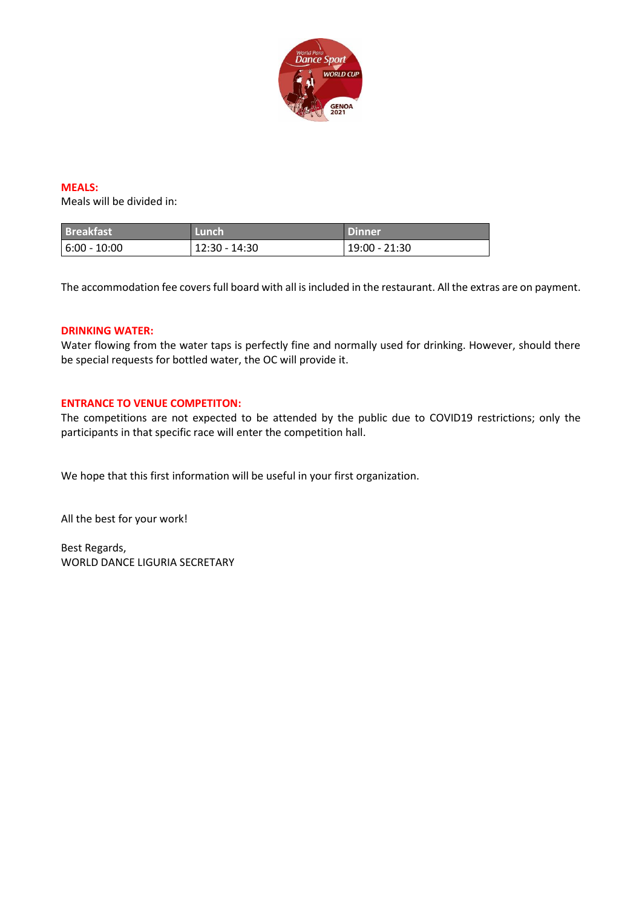**MEALS:**
Meals will be divided in:

| Breakfast | Lunch | Dinner |
|---|---|---|
| 6:00 - 10:00 | 12:30 - 14:30 | 19:00 - 21:30 |

The accommodation fee covers full board with all is included in the restaurant. All the extras are on payment.

**DRINKING WATER:**
Water flowing from the water taps is perfectly fine and normally used for drinking. However, should there be special requests for bottled water, the OC will provide it.

**ENTRANCE TO VENUE COMPETITON:**
The competitions are not expected to be attended by the public due to COVID19 restrictions; only the participants in that specific race will enter the competition hall.

We hope that this first information will be useful in your first organization.

All the best for your work!

Best Regards,
WORLD DANCE LIGURIA SECRETARY